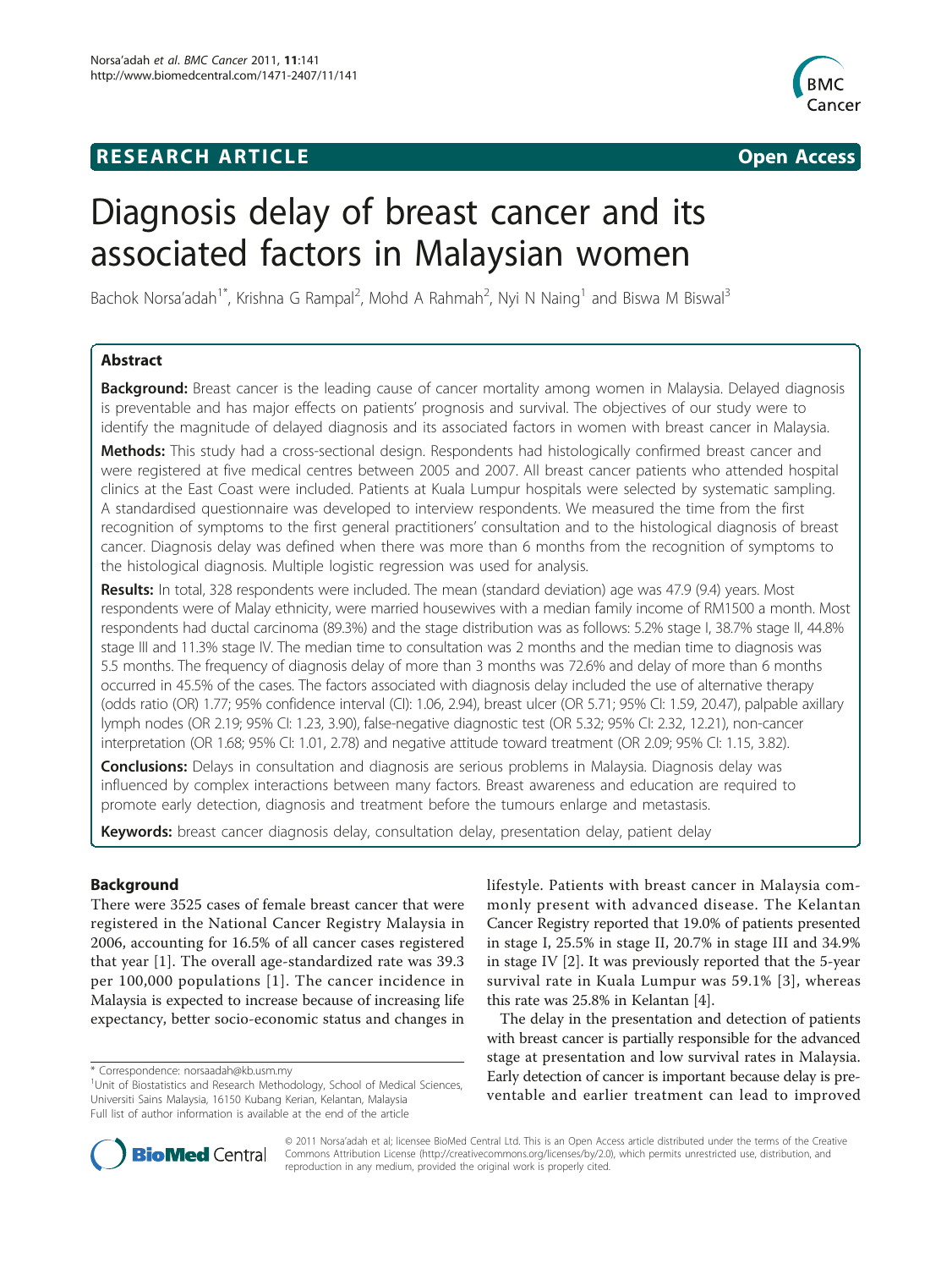RESEARCH ARTICLE Open Access

# Diagnosis delay of breast cancer and its associated factors in Malaysian women

Bachok Norsa'adah[1*], Krishna G Rampal[2], Mohd A Rahmah[2], Nyi N Naing[1] and Biswa M Biswal[3]

## Abstract

**Background:** Breast cancer is the leading cause of cancer mortality among women in Malaysia. Delayed diagnosis is preventable and has major effects on patients' prognosis and survival. The objectives of our study were to identify the magnitude of delayed diagnosis and its associated factors in women with breast cancer in Malaysia.

**Methods:** This study had a cross-sectional design. Respondents had histologically confirmed breast cancer and were registered at five medical centres between 2005 and 2007. All breast cancer patients who attended hospital clinics at the East Coast were included. Patients at Kuala Lumpur hospitals were selected by systematic sampling. A standardised questionnaire was developed to interview respondents. We measured the time from the first recognition of symptoms to the first general practitioners' consultation and to the histological diagnosis of breast cancer. Diagnosis delay was defined when there was more than 6 months from the recognition of symptoms to the histological diagnosis. Multiple logistic regression was used for analysis.

**Results:** In total, 328 respondents were included. The mean (standard deviation) age was 47.9 (9.4) years. Most respondents were of Malay ethnicity, were married housewives with a median family income of RM1500 a month. Most respondents had ductal carcinoma (89.3%) and the stage distribution was as follows: 5.2% stage I, 38.7% stage II, 44.8% stage III and 11.3% stage IV. The median time to consultation was 2 months and the median time to diagnosis was 5.5 months. The frequency of diagnosis delay of more than 3 months was 72.6% and delay of more than 6 months occurred in 45.5% of the cases. The factors associated with diagnosis delay included the use of alternative therapy (odds ratio (OR) 1.77; 95% confidence interval (CI): 1.06, 2.94), breast ulcer (OR 5.71; 95% CI: 1.59, 20.47), palpable axillary lymph nodes (OR 2.19; 95% CI: 1.23, 3.90), false-negative diagnostic test (OR 5.32; 95% CI: 2.32, 12.21), non-cancer interpretation (OR 1.68; 95% CI: 1.01, 2.78) and negative attitude toward treatment (OR 2.09; 95% CI: 1.15, 3.82).

**Conclusions:** Delays in consultation and diagnosis are serious problems in Malaysia. Diagnosis delay was influenced by complex interactions between many factors. Breast awareness and education are required to promote early detection, diagnosis and treatment before the tumours enlarge and metastasis.

**Keywords:** breast cancer diagnosis delay, consultation delay, presentation delay, patient delay

## Background

There were 3525 cases of female breast cancer that were registered in the National Cancer Registry Malaysia in 2006, accounting for 16.5% of all cancer cases registered that year [1]. The overall age-standardized rate was 39.3 per 100,000 populations [1]. The cancer incidence in Malaysia is expected to increase because of increasing life expectancy, better socio-economic status and changes in lifestyle. Patients with breast cancer in Malaysia commonly present with advanced disease. The Kelantan Cancer Registry reported that 19.0% of patients presented in stage I, 25.5% in stage II, 20.7% in stage III and 34.9% in stage IV [2]. It was previously reported that the 5-year survival rate in Kuala Lumpur was 59.1% [3], whereas this rate was 25.8% in Kelantan [4].

The delay in the presentation and detection of patients with breast cancer is partially responsible for the advanced stage at presentation and low survival rates in Malaysia. Early detection of cancer is important because delay is preventable and earlier treatment can lead to improved

\* Correspondence: norsaadah@kb.usm.my
[1]Unit of Biostatistics and Research Methodology, School of Medical Sciences, Universiti Sains Malaysia, 16150 Kubang Kerian, Kelantan, Malaysia
Full list of author information is available at the end of the article

© 2011 Norsa'adah et al; licensee BioMed Central Ltd. This is an Open Access article distributed under the terms of the Creative Commons Attribution License (http://creativecommons.org/licenses/by/2.0), which permits unrestricted use, distribution, and reproduction in any medium, provided the original work is properly cited.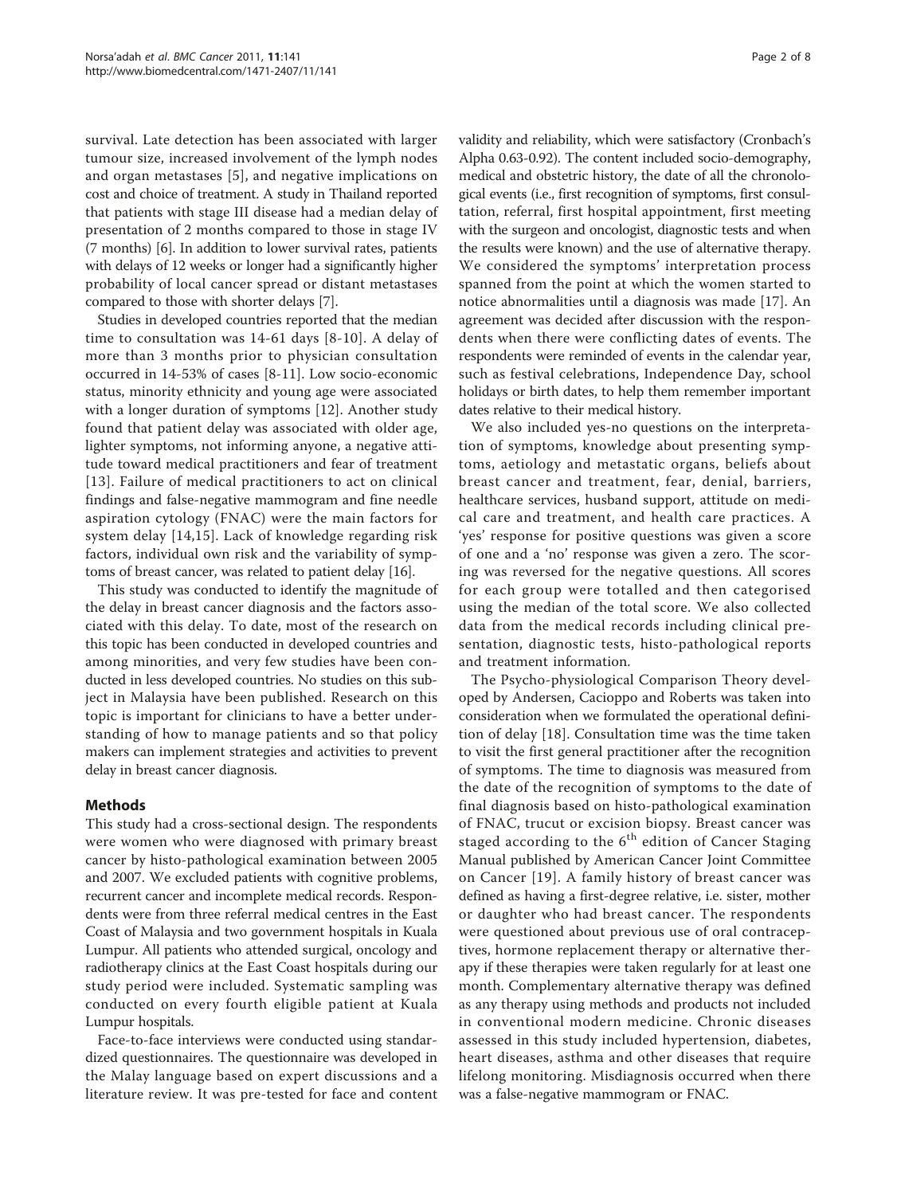survival. Late detection has been associated with larger tumour size, increased involvement of the lymph nodes and organ metastases [5], and negative implications on cost and choice of treatment. A study in Thailand reported that patients with stage III disease had a median delay of presentation of 2 months compared to those in stage IV (7 months) [6]. In addition to lower survival rates, patients with delays of 12 weeks or longer had a significantly higher probability of local cancer spread or distant metastases compared to those with shorter delays [7].

Studies in developed countries reported that the median time to consultation was 14-61 days [8-10]. A delay of more than 3 months prior to physician consultation occurred in 14-53% of cases [8-11]. Low socio-economic status, minority ethnicity and young age were associated with a longer duration of symptoms [12]. Another study found that patient delay was associated with older age, lighter symptoms, not informing anyone, a negative attitude toward medical practitioners and fear of treatment [13]. Failure of medical practitioners to act on clinical findings and false-negative mammogram and fine needle aspiration cytology (FNAC) were the main factors for system delay [14,15]. Lack of knowledge regarding risk factors, individual own risk and the variability of symptoms of breast cancer, was related to patient delay [16].

This study was conducted to identify the magnitude of the delay in breast cancer diagnosis and the factors associated with this delay. To date, most of the research on this topic has been conducted in developed countries and among minorities, and very few studies have been conducted in less developed countries. No studies on this subject in Malaysia have been published. Research on this topic is important for clinicians to have a better understanding of how to manage patients and so that policy makers can implement strategies and activities to prevent delay in breast cancer diagnosis.

## Methods

This study had a cross-sectional design. The respondents were women who were diagnosed with primary breast cancer by histo-pathological examination between 2005 and 2007. We excluded patients with cognitive problems, recurrent cancer and incomplete medical records. Respondents were from three referral medical centres in the East Coast of Malaysia and two government hospitals in Kuala Lumpur. All patients who attended surgical, oncology and radiotherapy clinics at the East Coast hospitals during our study period were included. Systematic sampling was conducted on every fourth eligible patient at Kuala Lumpur hospitals.

Face-to-face interviews were conducted using standardized questionnaires. The questionnaire was developed in the Malay language based on expert discussions and a literature review. It was pre-tested for face and content validity and reliability, which were satisfactory (Cronbach's Alpha 0.63-0.92). The content included socio-demography, medical and obstetric history, the date of all the chronological events (i.e., first recognition of symptoms, first consultation, referral, first hospital appointment, first meeting with the surgeon and oncologist, diagnostic tests and when the results were known) and the use of alternative therapy. We considered the symptoms' interpretation process spanned from the point at which the women started to notice abnormalities until a diagnosis was made [17]. An agreement was decided after discussion with the respondents when there were conflicting dates of events. The respondents were reminded of events in the calendar year, such as festival celebrations, Independence Day, school holidays or birth dates, to help them remember important dates relative to their medical history.

We also included yes-no questions on the interpretation of symptoms, knowledge about presenting symptoms, aetiology and metastatic organs, beliefs about breast cancer and treatment, fear, denial, barriers, healthcare services, husband support, attitude on medical care and treatment, and health care practices. A 'yes' response for positive questions was given a score of one and a 'no' response was given a zero. The scoring was reversed for the negative questions. All scores for each group were totalled and then categorised using the median of the total score. We also collected data from the medical records including clinical presentation, diagnostic tests, histo-pathological reports and treatment information.

The Psycho-physiological Comparison Theory developed by Andersen, Cacioppo and Roberts was taken into consideration when we formulated the operational definition of delay [18]. Consultation time was the time taken to visit the first general practitioner after the recognition of symptoms. The time to diagnosis was measured from the date of the recognition of symptoms to the date of final diagnosis based on histo-pathological examination of FNAC, trucut or excision biopsy. Breast cancer was staged according to the 6th edition of Cancer Staging Manual published by American Cancer Joint Committee on Cancer [19]. A family history of breast cancer was defined as having a first-degree relative, i.e. sister, mother or daughter who had breast cancer. The respondents were questioned about previous use of oral contraceptives, hormone replacement therapy or alternative therapy if these therapies were taken regularly for at least one month. Complementary alternative therapy was defined as any therapy using methods and products not included in conventional modern medicine. Chronic diseases assessed in this study included hypertension, diabetes, heart diseases, asthma and other diseases that require lifelong monitoring. Misdiagnosis occurred when there was a false-negative mammogram or FNAC.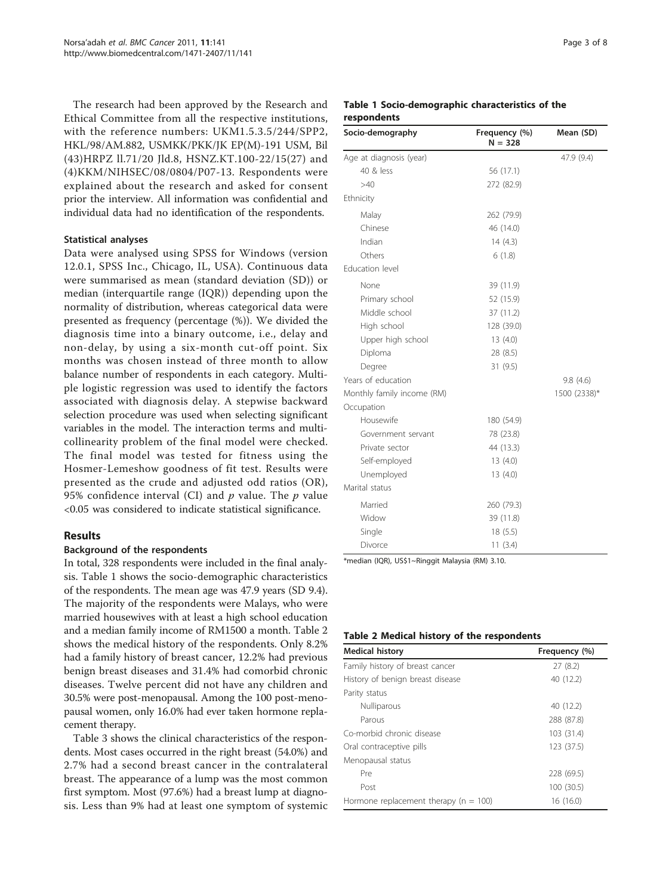The research had been approved by the Research and Ethical Committee from all the respective institutions, with the reference numbers: UKM1.5.3.5/244/SPP2, HKL/98/AM.882, USMKK/PKK/JK EP(M)-191 USM, Bil (43)HRPZ ll.71/20 Jld.8, HSNZ.KT.100-22/15(27) and (4)KKM/NIHSEC/08/0804/P07-13. Respondents were explained about the research and asked for consent prior the interview. All information was confidential and individual data had no identification of the respondents.

### Statistical analyses

Data were analysed using SPSS for Windows (version 12.0.1, SPSS Inc., Chicago, IL, USA). Continuous data were summarised as mean (standard deviation (SD)) or median (interquartile range (IQR)) depending upon the normality of distribution, whereas categorical data were presented as frequency (percentage (%)). We divided the diagnosis time into a binary outcome, i.e., delay and non-delay, by using a six-month cut-off point. Six months was chosen instead of three month to allow balance number of respondents in each category. Multiple logistic regression was used to identify the factors associated with diagnosis delay. A stepwise backward selection procedure was used when selecting significant variables in the model. The interaction terms and multicollinearity problem of the final model were checked. The final model was tested for fitness using the Hosmer-Lemeshow goodness of fit test. Results were presented as the crude and adjusted odd ratios (OR), 95% confidence interval (CI) and *p* value. The *p* value <0.05 was considered to indicate statistical significance.

## Results

### Background of the respondents

In total, 328 respondents were included in the final analysis. Table 1 shows the socio-demographic characteristics of the respondents. The mean age was 47.9 years (SD 9.4). The majority of the respondents were Malays, who were married housewives with at least a high school education and a median family income of RM1500 a month. Table 2 shows the medical history of the respondents. Only 8.2% had a family history of breast cancer, 12.2% had previous benign breast diseases and 31.4% had comorbid chronic diseases. Twelve percent did not have any children and 30.5% were post-menopausal. Among the 100 post-menopausal women, only 16.0% had ever taken hormone replacement therapy.

Table 3 shows the clinical characteristics of the respondents. Most cases occurred in the right breast (54.0%) and 2.7% had a second breast cancer in the contralateral breast. The appearance of a lump was the most common first symptom. Most (97.6%) had a breast lump at diagnosis. Less than 9% had at least one symptom of systemic

**Table 1 Socio-demographic characteristics of the respondents**

| Socio-demography | Frequency (%) N = 328 | Mean (SD) |
|---|---|---|
| Age at diagnosis (year) | | 47.9 (9.4) |
| 40 & less | 56 (17.1) | |
| >40 | 272 (82.9) | |
| Ethnicity | | |
| Malay | 262 (79.9) | |
| Chinese | 46 (14.0) | |
| Indian | 14 (4.3) | |
| Others | 6 (1.8) | |
| Education level | | |
| None | 39 (11.9) | |
| Primary school | 52 (15.9) | |
| Middle school | 37 (11.2) | |
| High school | 128 (39.0) | |
| Upper high school | 13 (4.0) | |
| Diploma | 28 (8.5) | |
| Degree | 31 (9.5) | |
| Years of education | | 9.8 (4.6) |
| Monthly family income (RM) | | 1500 (2338)* |
| Occupation | | |
| Housewife | 180 (54.9) | |
| Government servant | 78 (23.8) | |
| Private sector | 44 (13.3) | |
| Self-employed | 13 (4.0) | |
| Unemployed | 13 (4.0) | |
| Marital status | | |
| Married | 260 (79.3) | |
| Widow | 39 (11.8) | |
| Single | 18 (5.5) | |
| Divorce | 11 (3.4) | |

*median (IQR), US$1~Ringgit Malaysia (RM) 3.10.

**Table 2 Medical history of the respondents**

| Medical history | Frequency (%) |
|---|---|
| Family history of breast cancer | 27 (8.2) |
| History of benign breast disease | 40 (12.2) |
| Parity status | |
| Nulliparous | 40 (12.2) |
| Parous | 288 (87.8) |
| Co-morbid chronic disease | 103 (31.4) |
| Oral contraceptive pills | 123 (37.5) |
| Menopausal status | |
| Pre | 228 (69.5) |
| Post | 100 (30.5) |
| Hormone replacement therapy (n = 100) | 16 (16.0) |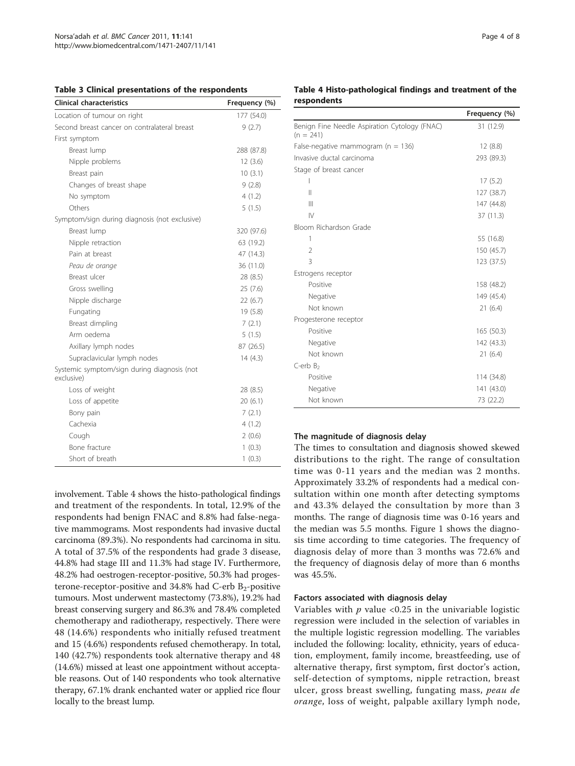**Table 3 Clinical presentations of the respondents**

| Clinical characteristics | Frequency (%) |
|---|---|
| Location of tumour on right | 177 (54.0) |
| Second breast cancer on contralateral breast | 9 (2.7) |
| First symptom | |
| Breast lump | 288 (87.8) |
| Nipple problems | 12 (3.6) |
| Breast pain | 10 (3.1) |
| Changes of breast shape | 9 (2.8) |
| No symptom | 4 (1.2) |
| Others | 5 (1.5) |
| Symptom/sign during diagnosis (not exclusive) | |
| Breast lump | 320 (97.6) |
| Nipple retraction | 63 (19.2) |
| Pain at breast | 47 (14.3) |
| *Peau de orange* | 36 (11.0) |
| Breast ulcer | 28 (8.5) |
| Gross swelling | 25 (7.6) |
| Nipple discharge | 22 (6.7) |
| Fungating | 19 (5.8) |
| Breast dimpling | 7 (2.1) |
| Arm oedema | 5 (1.5) |
| Axillary lymph nodes | 87 (26.5) |
| Supraclavicular lymph nodes | 14 (4.3) |
| Systemic symptom/sign during diagnosis (not exclusive) | |
| Loss of weight | 28 (8.5) |
| Loss of appetite | 20 (6.1) |
| Bony pain | 7 (2.1) |
| Cachexia | 4 (1.2) |
| Cough | 2 (0.6) |
| Bone fracture | 1 (0.3) |
| Short of breath | 1 (0.3) |

**Table 4 Histo-pathological findings and treatment of the respondents**

| | Frequency (%) |
|---|---|
| Benign Fine Needle Aspiration Cytology (FNAC) (n = 241) | 31 (12.9) |
| False-negative mammogram (n = 136) | 12 (8.8) |
| Invasive ductal carcinoma | 293 (89.3) |
| Stage of breast cancer | |
| I | 17 (5.2) |
| II | 127 (38.7) |
| III | 147 (44.8) |
| IV | 37 (11.3) |
| Bloom Richardson Grade | |
| 1 | 55 (16.8) |
| 2 | 150 (45.7) |
| 3 | 123 (37.5) |
| Estrogens receptor | |
| Positive | 158 (48.2) |
| Negative | 149 (45.4) |
| Not known | 21 (6.4) |
| Progesterone receptor | |
| Positive | 165 (50.3) |
| Negative | 142 (43.3) |
| Not known | 21 (6.4) |
| C-erb $B_2$ | |
| Positive | 114 (34.8) |
| Negative | 141 (43.0) |
| Not known | 73 (22.2) |

involvement. Table 4 shows the histo-pathological findings and treatment of the respondents. In total, 12.9% of the respondents had benign FNAC and 8.8% had false-negative mammograms. Most respondents had invasive ductal carcinoma (89.3%). No respondents had carcinoma in situ. A total of 37.5% of the respondents had grade 3 disease, 44.8% had stage III and 11.3% had stage IV. Furthermore, 48.2% had oestrogen-receptor-positive, 50.3% had progesterone-receptor-positive and 34.8% had C-erb $B_2$-positive tumours. Most underwent mastectomy (73.8%), 19.2% had breast conserving surgery and 86.3% and 78.4% completed chemotherapy and radiotherapy, respectively. There were 48 (14.6%) respondents who initially refused treatment and 15 (4.6%) respondents refused chemotherapy. In total, 140 (42.7%) respondents took alternative therapy and 48 (14.6%) missed at least one appointment without acceptable reasons. Out of 140 respondents who took alternative therapy, 67.1% drank enchanted water or applied rice flour locally to the breast lump.

### The magnitude of diagnosis delay

The times to consultation and diagnosis showed skewed distributions to the right. The range of consultation time was 0-11 years and the median was 2 months. Approximately 33.2% of respondents had a medical consultation within one month after detecting symptoms and 43.3% delayed the consultation by more than 3 months. The range of diagnosis time was 0-16 years and the median was 5.5 months. Figure 1 shows the diagnosis time according to time categories. The frequency of diagnosis delay of more than 3 months was 72.6% and the frequency of diagnosis delay of more than 6 months was 45.5%.

### Factors associated with diagnosis delay

Variables with $p$ value <0.25 in the univariable logistic regression were included in the selection of variables in the multiple logistic regression modelling. The variables included the following: locality, ethnicity, years of education, employment, family income, breastfeeding, use of alternative therapy, first symptom, first doctor's action, self-detection of symptoms, nipple retraction, breast ulcer, gross breast swelling, fungating mass, *peau de orange*, loss of weight, palpable axillary lymph node,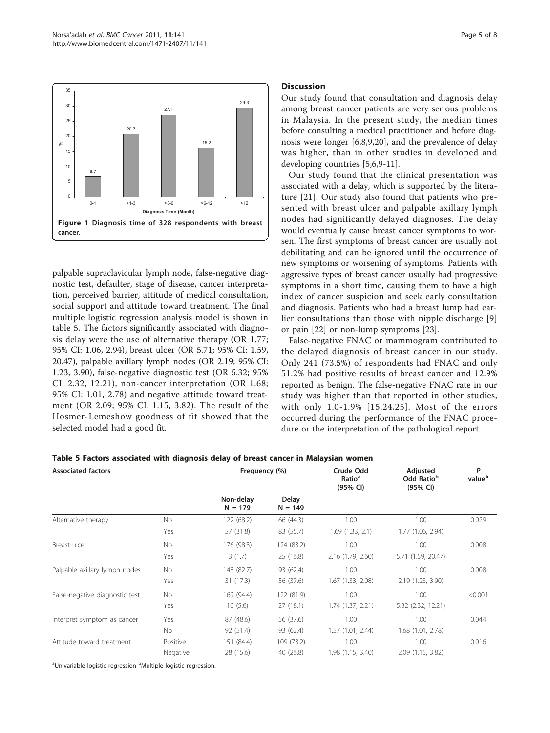Figure 1 Diagnosis time of 328 respondents with breast cancer.

palpable supraclavicular lymph node, false-negative diagnostic test, defaulter, stage of disease, cancer interpretation, perceived barrier, attitude of medical consultation, social support and attitude toward treatment. The final multiple logistic regression analysis model is shown in table 5. The factors significantly associated with diagnosis delay were the use of alternative therapy (OR 1.77; 95% CI: 1.06, 2.94), breast ulcer (OR 5.71; 95% CI: 1.59, 20.47), palpable axillary lymph nodes (OR 2.19; 95% CI: 1.23, 3.90), false-negative diagnostic test (OR 5.32; 95% CI: 2.32, 12.21), non-cancer interpretation (OR 1.68; 95% CI: 1.01, 2.78) and negative attitude toward treatment (OR 2.09; 95% CI: 1.15, 3.82). The result of the Hosmer-Lemeshow goodness of fit showed that the selected model had a good fit.

## Discussion

Our study found that consultation and diagnosis delay among breast cancer patients are very serious problems in Malaysia. In the present study, the median times before consulting a medical practitioner and before diagnosis were longer [6,8,9,20], and the prevalence of delay was higher, than in other studies in developed and developing countries [5,6,9-11].

Our study found that the clinical presentation was associated with a delay, which is supported by the literature [21]. Our study also found that patients who presented with breast ulcer and palpable axillary lymph nodes had significantly delayed diagnoses. The delay would eventually cause breast cancer symptoms to worsen. The first symptoms of breast cancer are usually not debilitating and can be ignored until the occurrence of new symptoms or worsening of symptoms. Patients with aggressive types of breast cancer usually had progressive symptoms in a short time, causing them to have a high index of cancer suspicion and seek early consultation and diagnosis. Patients who had a breast lump had earlier consultations than those with nipple discharge [9] or pain [22] or non-lump symptoms [23].

False-negative FNAC or mammogram contributed to the delayed diagnosis of breast cancer in our study. Only 241 (73.5%) of respondents had FNAC and only 51.2% had positive results of breast cancer and 12.9% reported as benign. The false-negative FNAC rate in our study was higher than that reported in other studies, with only 1.0-1.9% [15,24,25]. Most of the errors occurred during the performance of the FNAC procedure or the interpretation of the pathological report.

**Table 5 Factors associated with diagnosis delay of breast cancer in Malaysian women**

| Associated factors | | Frequency (%) | | Crude Odd Ratio[a] (95% CI) | Adjusted Odd Ratio[b] (95% CI) | P value[b] |
|---|---|---|---|---|---|---|
| | | Non-delay N = 179 | Delay N = 149 | | | |
| Alternative therapy | No | 122 (68.2) | 66 (44.3) | 1.00 | 1.00 | 0.029 |
| | Yes | 57 (31.8) | 83 (55.7) | 1.69 (1.33, 2.1) | 1.77 (1.06, 2.94) | |
| Breast ulcer | No | 176 (98.3) | 124 (83.2) | 1.00 | 1.00 | 0.008 |
| | Yes | 3 (1.7) | 25 (16.8) | 2.16 (1.79, 2.60) | 5.71 (1.59, 20.47) | |
| Palpable axillary lymph nodes | No | 148 (82.7) | 93 (62.4) | 1.00 | 1.00 | 0.008 |
| | Yes | 31 (17.3) | 56 (37.6) | 1.67 (1.33, 2.08) | 2.19 (1.23, 3.90) | |
| False-negative diagnostic test | No | 169 (94.4) | 122 (81.9) | 1.00 | 1.00 | <0.001 |
| | Yes | 10 (5.6) | 27 (18.1) | 1.74 (1.37, 2.21) | 5.32 (2.32, 12.21) | |
| Interpret symptom as cancer | Yes | 87 (48.6) | 56 (37.6) | 1.00 | 1.00 | 0.044 |
| | No | 92 (51.4) | 93 (62.4) | 1.57 (1.01, 2.44) | 1.68 (1.01, 2.78) | |
| Attitude toward treatment | Positive | 151 (84.4) | 109 (73.2) | 1.00 | 1.00 | 0.016 |
| | Negative | 28 (15.6) | 40 (26.8) | 1.98 (1.15, 3.40) | 2.09 (1.15, 3.82) | |

[a]Univariable logistic regression [b]Multiple logistic regression.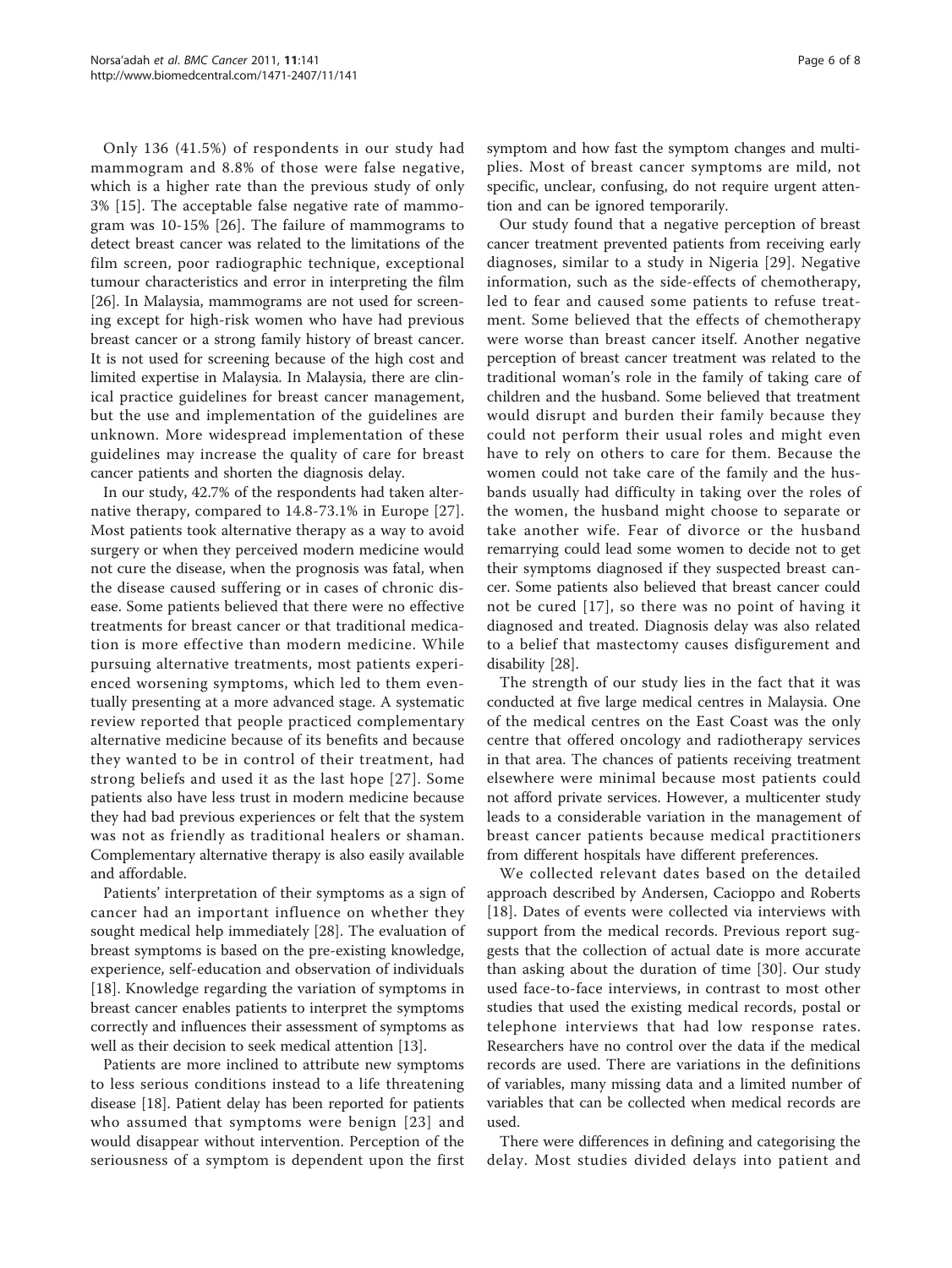Only 136 (41.5%) of respondents in our study had mammogram and 8.8% of those were false negative, which is a higher rate than the previous study of only 3% [15]. The acceptable false negative rate of mammogram was 10-15% [26]. The failure of mammograms to detect breast cancer was related to the limitations of the film screen, poor radiographic technique, exceptional tumour characteristics and error in interpreting the film [26]. In Malaysia, mammograms are not used for screening except for high-risk women who have had previous breast cancer or a strong family history of breast cancer. It is not used for screening because of the high cost and limited expertise in Malaysia. In Malaysia, there are clinical practice guidelines for breast cancer management, but the use and implementation of the guidelines are unknown. More widespread implementation of these guidelines may increase the quality of care for breast cancer patients and shorten the diagnosis delay.

In our study, 42.7% of the respondents had taken alternative therapy, compared to 14.8-73.1% in Europe [27]. Most patients took alternative therapy as a way to avoid surgery or when they perceived modern medicine would not cure the disease, when the prognosis was fatal, when the disease caused suffering or in cases of chronic disease. Some patients believed that there were no effective treatments for breast cancer or that traditional medication is more effective than modern medicine. While pursuing alternative treatments, most patients experienced worsening symptoms, which led to them eventually presenting at a more advanced stage. A systematic review reported that people practiced complementary alternative medicine because of its benefits and because they wanted to be in control of their treatment, had strong beliefs and used it as the last hope [27]. Some patients also have less trust in modern medicine because they had bad previous experiences or felt that the system was not as friendly as traditional healers or shaman. Complementary alternative therapy is also easily available and affordable.

Patients' interpretation of their symptoms as a sign of cancer had an important influence on whether they sought medical help immediately [28]. The evaluation of breast symptoms is based on the pre-existing knowledge, experience, self-education and observation of individuals [18]. Knowledge regarding the variation of symptoms in breast cancer enables patients to interpret the symptoms correctly and influences their assessment of symptoms as well as their decision to seek medical attention [13].

Patients are more inclined to attribute new symptoms to less serious conditions instead to a life threatening disease [18]. Patient delay has been reported for patients who assumed that symptoms were benign [23] and would disappear without intervention. Perception of the seriousness of a symptom is dependent upon the first symptom and how fast the symptom changes and multiplies. Most of breast cancer symptoms are mild, not specific, unclear, confusing, do not require urgent attention and can be ignored temporarily.

Our study found that a negative perception of breast cancer treatment prevented patients from receiving early diagnoses, similar to a study in Nigeria [29]. Negative information, such as the side-effects of chemotherapy, led to fear and caused some patients to refuse treatment. Some believed that the effects of chemotherapy were worse than breast cancer itself. Another negative perception of breast cancer treatment was related to the traditional woman's role in the family of taking care of children and the husband. Some believed that treatment would disrupt and burden their family because they could not perform their usual roles and might even have to rely on others to care for them. Because the women could not take care of the family and the husbands usually had difficulty in taking over the roles of the women, the husband might choose to separate or take another wife. Fear of divorce or the husband remarrying could lead some women to decide not to get their symptoms diagnosed if they suspected breast cancer. Some patients also believed that breast cancer could not be cured [17], so there was no point of having it diagnosed and treated. Diagnosis delay was also related to a belief that mastectomy causes disfigurement and disability [28].

The strength of our study lies in the fact that it was conducted at five large medical centres in Malaysia. One of the medical centres on the East Coast was the only centre that offered oncology and radiotherapy services in that area. The chances of patients receiving treatment elsewhere were minimal because most patients could not afford private services. However, a multicenter study leads to a considerable variation in the management of breast cancer patients because medical practitioners from different hospitals have different preferences.

We collected relevant dates based on the detailed approach described by Andersen, Cacioppo and Roberts [18]. Dates of events were collected via interviews with support from the medical records. Previous report suggests that the collection of actual date is more accurate than asking about the duration of time [30]. Our study used face-to-face interviews, in contrast to most other studies that used the existing medical records, postal or telephone interviews that had low response rates. Researchers have no control over the data if the medical records are used. There are variations in the definitions of variables, many missing data and a limited number of variables that can be collected when medical records are used.

There were differences in defining and categorising the delay. Most studies divided delays into patient and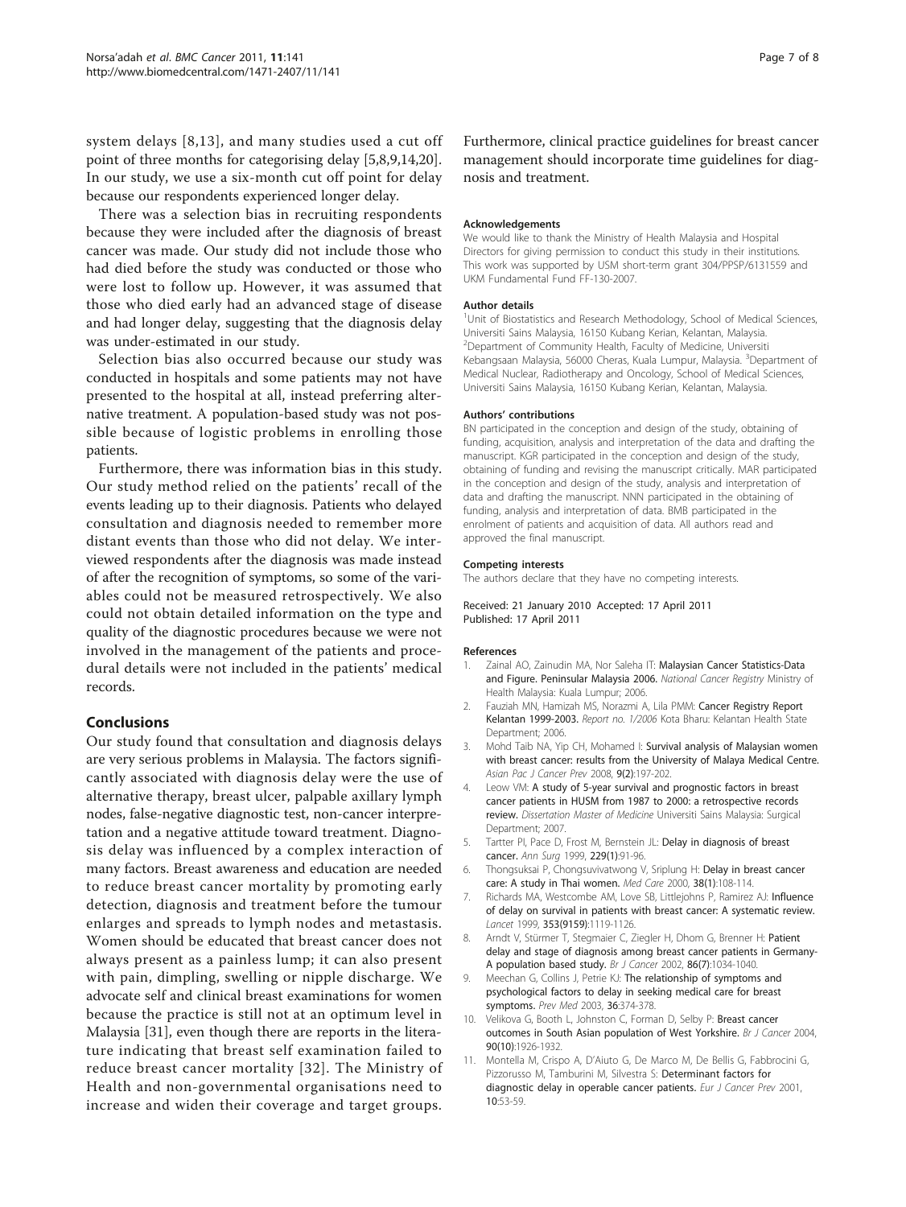system delays [8,13], and many studies used a cut off point of three months for categorising delay [5,8,9,14,20]. In our study, we use a six-month cut off point for delay because our respondents experienced longer delay.

There was a selection bias in recruiting respondents because they were included after the diagnosis of breast cancer was made. Our study did not include those who had died before the study was conducted or those who were lost to follow up. However, it was assumed that those who died early had an advanced stage of disease and had longer delay, suggesting that the diagnosis delay was under-estimated in our study.

Selection bias also occurred because our study was conducted in hospitals and some patients may not have presented to the hospital at all, instead preferring alternative treatment. A population-based study was not possible because of logistic problems in enrolling those patients.

Furthermore, there was information bias in this study. Our study method relied on the patients' recall of the events leading up to their diagnosis. Patients who delayed consultation and diagnosis needed to remember more distant events than those who did not delay. We interviewed respondents after the diagnosis was made instead of after the recognition of symptoms, so some of the variables could not be measured retrospectively. We also could not obtain detailed information on the type and quality of the diagnostic procedures because we were not involved in the management of the patients and procedural details were not included in the patients' medical records.

## Conclusions

Our study found that consultation and diagnosis delays are very serious problems in Malaysia. The factors significantly associated with diagnosis delay were the use of alternative therapy, breast ulcer, palpable axillary lymph nodes, false-negative diagnostic test, non-cancer interpretation and a negative attitude toward treatment. Diagnosis delay was influenced by a complex interaction of many factors. Breast awareness and education are needed to reduce breast cancer mortality by promoting early detection, diagnosis and treatment before the tumour enlarges and spreads to lymph nodes and metastasis. Women should be educated that breast cancer does not always present as a painless lump; it can also present with pain, dimpling, swelling or nipple discharge. We advocate self and clinical breast examinations for women because the practice is still not at an optimum level in Malaysia [31], even though there are reports in the literature indicating that breast self examination failed to reduce breast cancer mortality [32]. The Ministry of Health and non-governmental organisations need to increase and widen their coverage and target groups. Furthermore, clinical practice guidelines for breast cancer management should incorporate time guidelines for diagnosis and treatment.

#### Acknowledgements

We would like to thank the Ministry of Health Malaysia and Hospital Directors for giving permission to conduct this study in their institutions. This work was supported by USM short-term grant 304/PPSP/6131559 and UKM Fundamental Fund FF-130-2007.

#### Author details

[1]Unit of Biostatistics and Research Methodology, School of Medical Sciences, Universiti Sains Malaysia, 16150 Kubang Kerian, Kelantan, Malaysia. [2]Department of Community Health, Faculty of Medicine, Universiti Kebangsaan Malaysia, 56000 Cheras, Kuala Lumpur, Malaysia. [3]Department of Medical Nuclear, Radiotherapy and Oncology, School of Medical Sciences, Universiti Sains Malaysia, 16150 Kubang Kerian, Kelantan, Malaysia.

#### Authors' contributions

BN participated in the conception and design of the study, obtaining of funding, acquisition, analysis and interpretation of the data and drafting the manuscript. KGR participated in the conception and design of the study, obtaining of funding and revising the manuscript critically. MAR participated in the conception and design of the study, analysis and interpretation of data and drafting the manuscript. NNN participated in the obtaining of funding, analysis and interpretation of data. BMB participated in the enrolment of patients and acquisition of data. All authors read and approved the final manuscript.

#### Competing interests

The authors declare that they have no competing interests.

Received: 21 January 2010 Accepted: 17 April 2011
Published: 17 April 2011

#### References

1. Zainal AO, Zainudin MA, Nor Saleha IT: **Malaysian Cancer Statistics-Data and Figure. Peninsular Malaysia 2006.** *National Cancer Registry* Ministry of Health Malaysia: Kuala Lumpur; 2006.
2. Fauziah MN, Hamizah MS, Norazmi A, Lila PMM: **Cancer Registry Report Kelantan 1999-2003.** *Report no. 1/2006* Kota Bharu: Kelantan Health State Department; 2006.
3. Mohd Taib NA, Yip CH, Mohamed I: **Survival analysis of Malaysian women with breast cancer: results from the University of Malaya Medical Centre.** *Asian Pac J Cancer Prev* 2008, **9(2)**:197-202.
4. Leow VM: **A study of 5-year survival and prognostic factors in breast cancer patients in HUSM from 1987 to 2000: a retrospective records review.** *Dissertation Master of Medicine* Universiti Sains Malaysia: Surgical Department; 2007.
5. Tartter PI, Pace D, Frost M, Bernstein JL: **Delay in diagnosis of breast cancer.** *Ann Surg* 1999, **229(1)**:91-96.
6. Thongsuksai P, Chongsuvivatwong V, Sriplung H: **Delay in breast cancer care: A study in Thai women.** *Med Care* 2000, **38(1)**:108-114.
7. Richards MA, Westcombe AM, Love SB, Littlejohns P, Ramirez AJ: **Influence of delay on survival in patients with breast cancer: A systematic review.** *Lancet* 1999, **353(9159)**:1119-1126.
8. Arndt V, Stürmer T, Stegmaier C, Ziegler H, Dhom G, Brenner H: **Patient delay and stage of diagnosis among breast cancer patients in Germany-A population based study.** *Br J Cancer* 2002, **86(7)**:1034-1040.
9. Meechan G, Collins J, Petrie KJ: **The relationship of symptoms and psychological factors to delay in seeking medical care for breast symptoms.** *Prev Med* 2003, **36**:374-378.
10. Velikova G, Booth L, Johnston C, Forman D, Selby P: **Breast cancer outcomes in South Asian population of West Yorkshire.** *Br J Cancer* 2004, **90(10)**:1926-1932.
11. Montella M, Crispo A, D'Aiuto G, De Marco M, De Bellis G, Fabbrocini G, Pizzorusso M, Tamburini M, Silvestra S: **Determinant factors for diagnostic delay in operable cancer patients.** *Eur J Cancer Prev* 2001, **10**:53-59.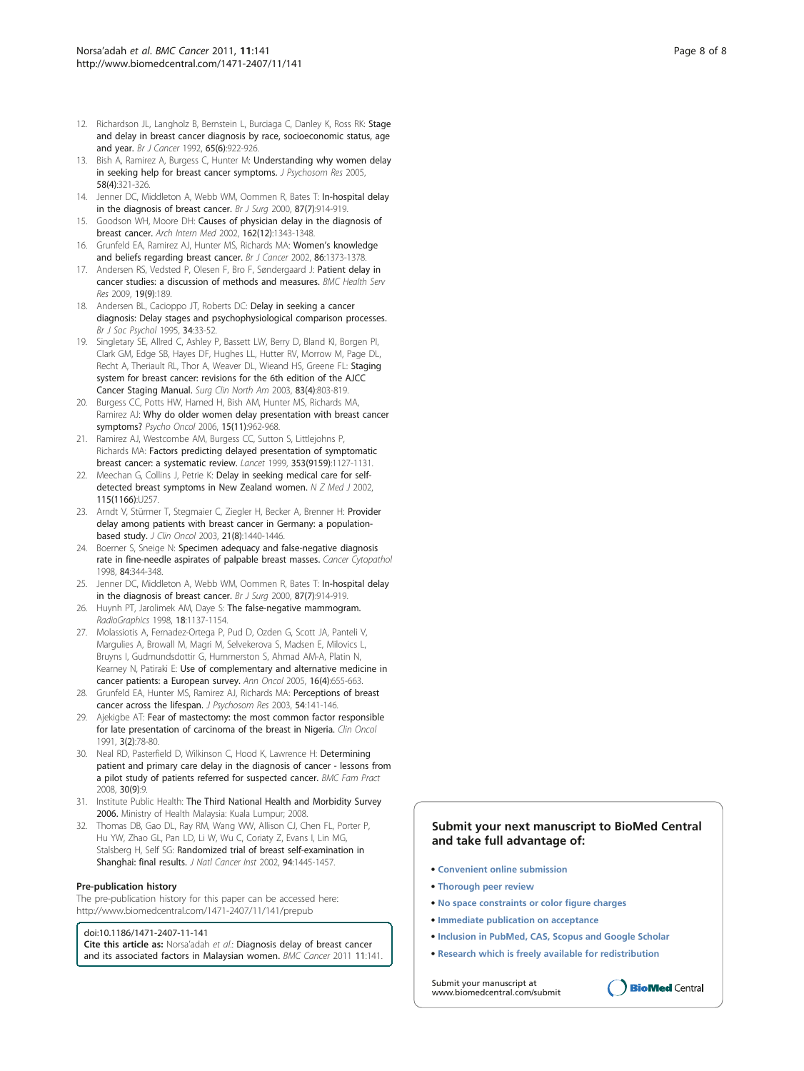12. Richardson JL, Langholz B, Bernstein L, Burciaga C, Danley K, Ross RK: **Stage and delay in breast cancer diagnosis by race, socioeconomic status, age and year.** *Br J Cancer* 1992, **65(6)**:922-926.
13. Bish A, Ramirez A, Burgess C, Hunter M: **Understanding why women delay in seeking help for breast cancer symptoms.** *J Psychosom Res* 2005, **58(4)**:321-326.
14. Jenner DC, Middleton A, Webb WM, Oommen R, Bates T: **In-hospital delay in the diagnosis of breast cancer.** *Br J Surg* 2000, **87(7)**:914-919.
15. Goodson WH, Moore DH: **Causes of physician delay in the diagnosis of breast cancer.** *Arch Intern Med* 2002, **162(12)**:1343-1348.
16. Grunfeld EA, Ramirez AJ, Hunter MS, Richards MA: **Women's knowledge and beliefs regarding breast cancer.** *Br J Cancer* 2002, **86**:1373-1378.
17. Andersen RS, Vedsted P, Olesen F, Bro F, Søndergaard J: **Patient delay in cancer studies: a discussion of methods and measures.** *BMC Health Serv Res* 2009, **19(9)**:189.
18. Andersen BL, Cacioppo JT, Roberts DC: **Delay in seeking a cancer diagnosis: Delay stages and psychophysiological comparison processes.** *Br J Soc Psychol* 1995, **34**:33-52.
19. Singletary SE, Allred C, Ashley P, Bassett LW, Berry D, Bland KI, Borgen PI, Clark GM, Edge SB, Hayes DF, Hughes LL, Hutter RV, Morrow M, Page DL, Recht A, Theriault RL, Thor A, Weaver DL, Wieand HS, Greene FL: **Staging system for breast cancer: revisions for the 6th edition of the AJCC Cancer Staging Manual.** *Surg Clin North Am* 2003, **83(4)**:803-819.
20. Burgess CC, Potts HW, Hamed H, Bish AM, Hunter MS, Richards MA, Ramirez AJ: **Why do older women delay presentation with breast cancer symptoms?** *Psycho Oncol* 2006, **15(11)**:962-968.
21. Ramirez AJ, Westcombe AM, Burgess CC, Sutton S, Littlejohns P, Richards MA: **Factors predicting delayed presentation of symptomatic breast cancer: a systematic review.** *Lancet* 1999, **353(9159)**:1127-1131.
22. Meechan G, Collins J, Petrie K: **Delay in seeking medical care for self-detected breast symptoms in New Zealand women.** *N Z Med J* 2002, **115(1166)**:U257.
23. Arndt V, Stürmer T, Stegmaier C, Ziegler H, Becker A, Brenner H: **Provider delay among patients with breast cancer in Germany: a population-based study.** *J Clin Oncol* 2003, **21(8)**:1440-1446.
24. Boerner S, Sneige N: **Specimen adequacy and false-negative diagnosis rate in fine-needle aspirates of palpable breast masses.** *Cancer Cytopathol* 1998, **84**:344-348.
25. Jenner DC, Middleton A, Webb WM, Oommen R, Bates T: **In-hospital delay in the diagnosis of breast cancer.** *Br J Surg* 2000, **87(7)**:914-919.
26. Huynh PT, Jarolimek AM, Daye S: **The false-negative mammogram.** *RadioGraphics* 1998, **18**:1137-1154.
27. Molassiotis A, Fernadez-Ortega P, Pud D, Ozden G, Scott JA, Panteli V, Margulies A, Browall M, Magri M, Selvekerova S, Madsen E, Milovics L, Bruyns I, Gudmundsdottir G, Hummerston S, Ahmad AM-A, Platin N, Kearney N, Patiraki E: **Use of complementary and alternative medicine in cancer patients: a European survey.** *Ann Oncol* 2005, **16(4)**:655-663.
28. Grunfeld EA, Hunter MS, Ramirez AJ, Richards MA: **Perceptions of breast cancer across the lifespan.** *J Psychosom Res* 2003, **54**:141-146.
29. Ajekigbe AT: **Fear of mastectomy: the most common factor responsible for late presentation of carcinoma of the breast in Nigeria.** *Clin Oncol* 1991, **3(2)**:78-80.
30. Neal RD, Pasterfield D, Wilkinson C, Hood K, Lawrence H: **Determining patient and primary care delay in the diagnosis of cancer - lessons from a pilot study of patients referred for suspected cancer.** *BMC Fam Pract* 2008, **30(9)**:9.
31. Institute Public Health: **The Third National Health and Morbidity Survey 2006.** Ministry of Health Malaysia: Kuala Lumpur; 2008.
32. Thomas DB, Gao DL, Ray RM, Wang WW, Allison CJ, Chen FL, Porter P, Hu YW, Zhao GL, Pan LD, Li W, Wu C, Coriaty Z, Evans I, Lin MG, Stalsberg H, Self SG: **Randomized trial of breast self-examination in Shanghai: final results.** *J Natl Cancer Inst* 2002, **94**:1445-1457.

### Pre-publication history

The pre-publication history for this paper can be accessed here:
http://www.biomedcentral.com/1471-2407/11/141/prepub

doi:10.1186/1471-2407-11-141
**Cite this article as:** Norsa'adah *et al.*: Diagnosis delay of breast cancer and its associated factors in Malaysian women. *BMC Cancer* 2011 **11**:141.

**Submit your next manuscript to BioMed Central and take full advantage of:**

- **Convenient online submission**
- **Thorough peer review**
- **No space constraints or color figure charges**
- **Immediate publication on acceptance**
- **Inclusion in PubMed, CAS, Scopus and Google Scholar**
- **Research which is freely available for redistribution**

Submit your manuscript at
www.biomedcentral.com/submit

BioMed Central